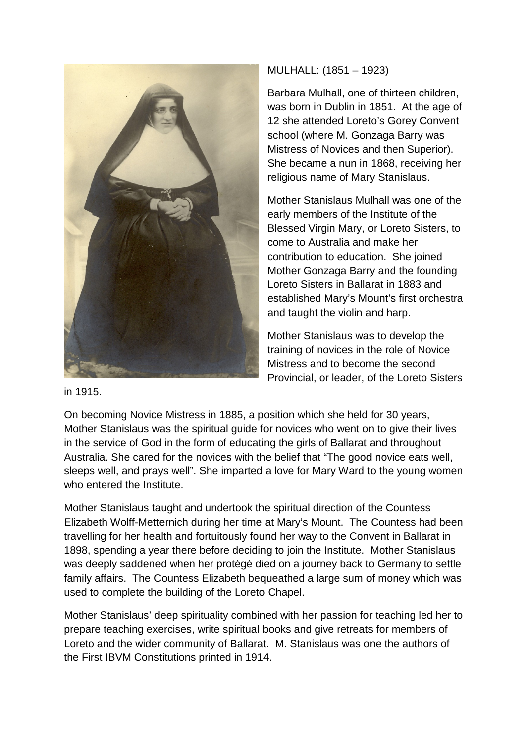MULHALL: (1851 – 1923)

Barbara Mulhall, one of thirteen children, was born in Dublin in 1851. At the age of 12 she attended Loreto's Gorey Convent school (where M. Gonzaga Barry was Mistress of Novices and then Superior). She became a nun in 1868, receiving her religious name of Mary Stanislaus.

Mother Stanislaus Mulhall was one of the early members of the Institute of the Blessed Virgin Mary, or Loreto Sisters, to come to Australia and make her contribution to education. She joined Mother Gonzaga Barry and the founding Loreto Sisters in Ballarat in 1883 and established Mary's Mount's first orchestra and taught the violin and harp.

Mother Stanislaus was to develop the training of novices in the role of Novice Mistress and to become the second Provincial, or leader, of the Loreto Sisters in 1915.

On becoming Novice Mistress in 1885, a position which she held for 30 years, Mother Stanislaus was the spiritual guide for novices who went on to give their lives in the service of God in the form of educating the girls of Ballarat and throughout Australia. She cared for the novices with the belief that "The good novice eats well, sleeps well, and prays well". She imparted a love for Mary Ward to the young women who entered the Institute.

Mother Stanislaus taught and undertook the spiritual direction of the Countess Elizabeth Wolff-Metternich during her time at Mary's Mount. The Countess had been travelling for her health and fortuitously found her way to the Convent in Ballarat in 1898, spending a year there before deciding to join the Institute. Mother Stanislaus was deeply saddened when her protégé died on a journey back to Germany to settle family affairs. The Countess Elizabeth bequeathed a large sum of money which was used to complete the building of the Loreto Chapel.

Mother Stanislaus' deep spirituality combined with her passion for teaching led her to prepare teaching exercises, write spiritual books and give retreats for members of Loreto and the wider community of Ballarat. M. Stanislaus was one the authors of the First IBVM Constitutions printed in 1914.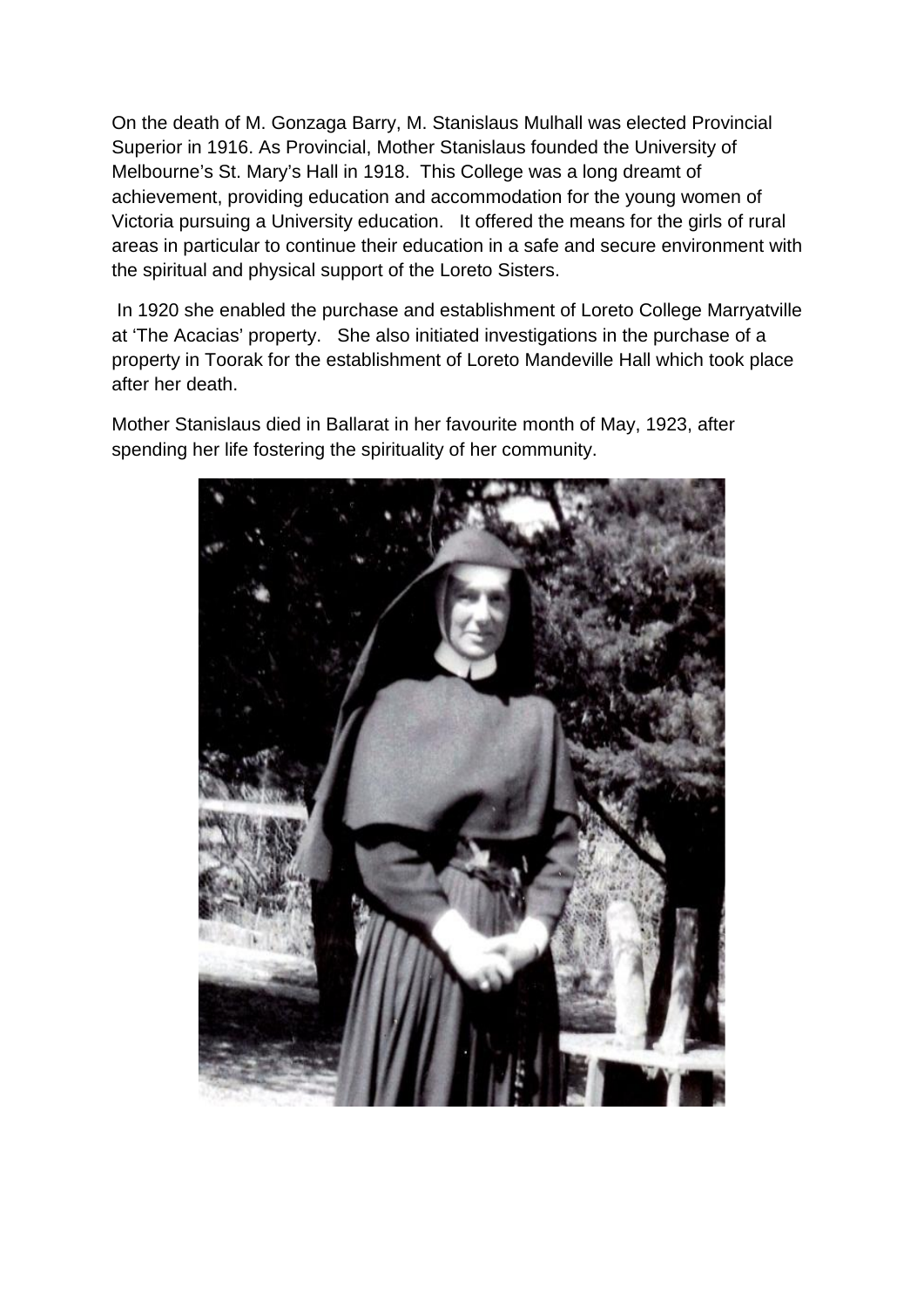On the death of M. Gonzaga Barry, M. Stanislaus Mulhall was elected Provincial Superior in 1916. As Provincial, Mother Stanislaus founded the University of Melbourne's St. Mary's Hall in 1918. This College was a long dreamt of achievement, providing education and accommodation for the young women of Victoria pursuing a University education. It offered the means for the girls of rural areas in particular to continue their education in a safe and secure environment with the spiritual and physical support of the Loreto Sisters.

In 1920 she enabled the purchase and establishment of Loreto College Marryatville at 'The Acacias' property. She also initiated investigations in the purchase of a property in Toorak for the establishment of Loreto Mandeville Hall which took place after her death.

Mother Stanislaus died in Ballarat in her favourite month of May, 1923, after spending her life fostering the spirituality of her community.